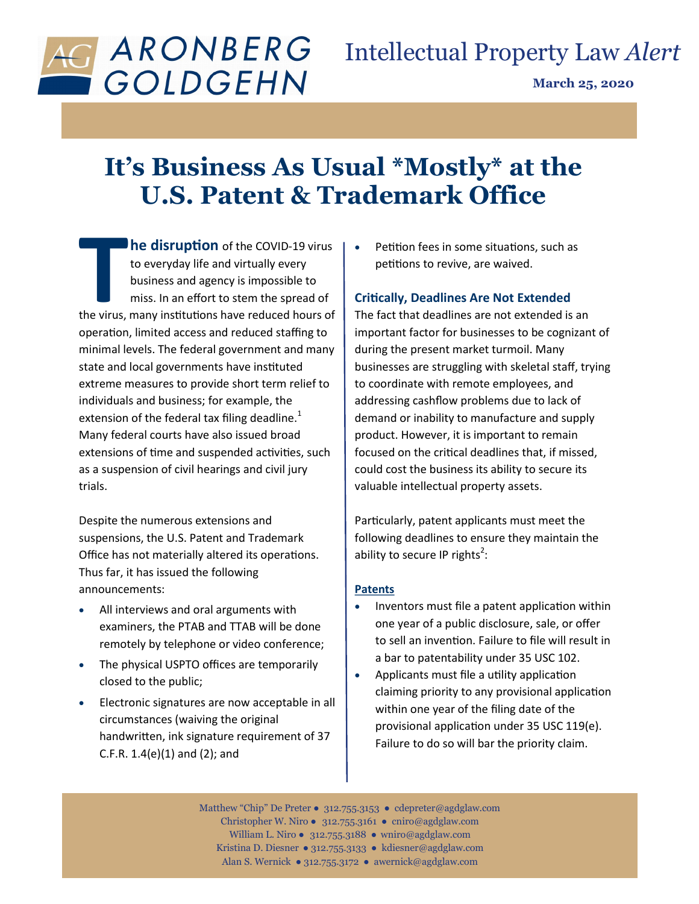ARONBERG GOLDGEHN

Intellectual Property Law *Alert*

**March 25, 2020**

# It's Business As Usual \*Mostly\* at the U.S. Patent & Trademark Office

**The disruption** of the COVID-19 virus to everyday life and virtually every business and agency is impossible to miss. In an effort to stem the spread of the virus, many institutions have reduced hours of operation, limited access and reduced staffing to minimal levels. The federal government and many state and local governments have instituted extreme measures to provide short term relief to individuals and business; for example, the extension of the federal tax filing deadline.[1] Many federal courts have also issued broad extensions of time and suspended activities, such as a suspension of civil hearings and civil jury trials.

Despite the numerous extensions and suspensions, the U.S. Patent and Trademark Office has not materially altered its operations. Thus far, it has issued the following announcements:

- All interviews and oral arguments with examiners, the PTAB and TTAB will be done remotely by telephone or video conference;
- The physical USPTO offices are temporarily closed to the public;
- Electronic signatures are now acceptable in all circumstances (waiving the original handwritten, ink signature requirement of 37 C.F.R. 1.4(e)(1) and (2); and
- Petition fees in some situations, such as petitions to revive, are waived.

## Critically, Deadlines Are Not Extended

The fact that deadlines are not extended is an important factor for businesses to be cognizant of during the present market turmoil. Many businesses are struggling with skeletal staff, trying to coordinate with remote employees, and addressing cashflow problems due to lack of demand or inability to manufacture and supply product. However, it is important to remain focused on the critical deadlines that, if missed, could cost the business its ability to secure its valuable intellectual property assets.

Particularly, patent applicants must meet the following deadlines to ensure they maintain the ability to secure IP rights[2]:

**Patents**

- Inventors must file a patent application within one year of a public disclosure, sale, or offer to sell an invention. Failure to file will result in a bar to patentability under 35 USC 102.
- Applicants must file a utility application claiming priority to any provisional application within one year of the filing date of the provisional application under 35 USC 119(e). Failure to do so will bar the priority claim.

Matthew "Chip" De Preter ● 312.755.3153 ● cdepreter@agdglaw.com
Christopher W. Niro ● 312.755.3161 ● cniro@agdglaw.com
William L. Niro ● 312.755.3188 ● wniro@agdglaw.com
Kristina D. Diesner ● 312.755.3133 ● kdiesner@agdglaw.com
Alan S. Wernick ● 312.755.3172 ● awernick@agdglaw.com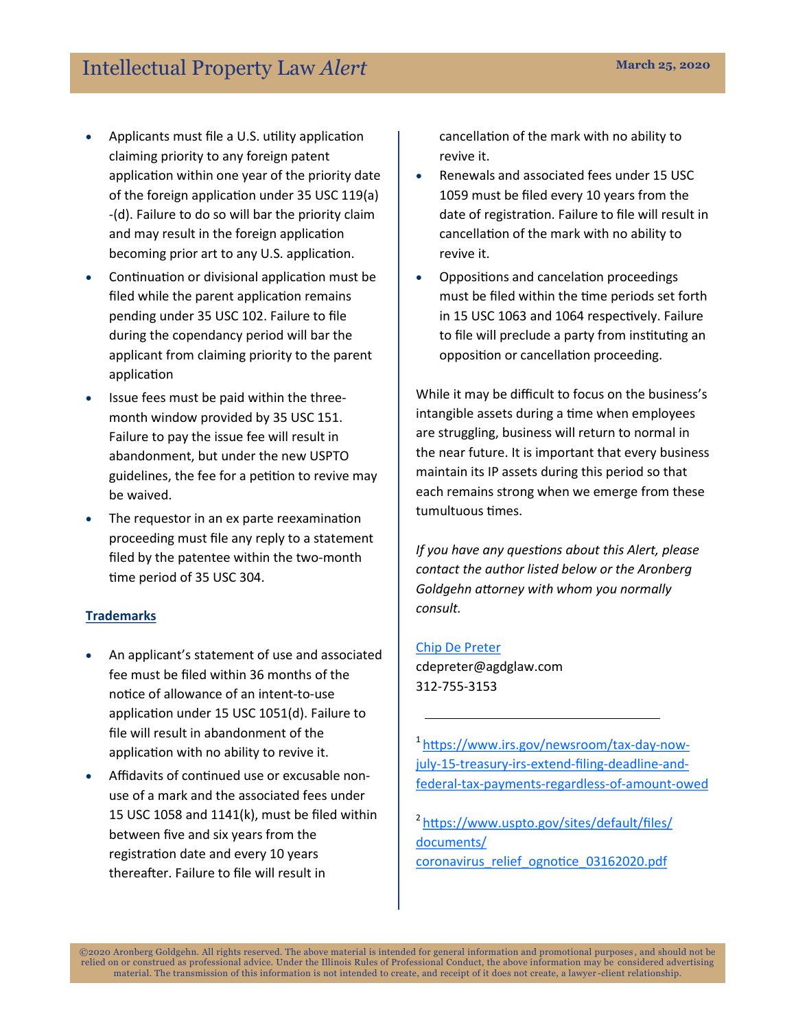- Applicants must file a U.S. utility application claiming priority to any foreign patent application within one year of the priority date of the foreign application under 35 USC 119(a)-(d). Failure to do so will bar the priority claim and may result in the foreign application becoming prior art to any U.S. application.
- Continuation or divisional application must be filed while the parent application remains pending under 35 USC 102. Failure to file during the copendancy period will bar the applicant from claiming priority to the parent application
- Issue fees must be paid within the three-month window provided by 35 USC 151. Failure to pay the issue fee will result in abandonment, but under the new USPTO guidelines, the fee for a petition to revive may be waived.
- The requestor in an ex parte reexamination proceeding must file any reply to a statement filed by the patentee within the two-month time period of 35 USC 304.

**Trademarks**

- An applicant's statement of use and associated fee must be filed within 36 months of the notice of allowance of an intent-to-use application under 15 USC 1051(d). Failure to file will result in abandonment of the application with no ability to revive it.
- Affidavits of continued use or excusable non-use of a mark and the associated fees under 15 USC 1058 and 1141(k), must be filed within between five and six years from the registration date and every 10 years thereafter. Failure to file will result in cancellation of the mark with no ability to revive it.
- Renewals and associated fees under 15 USC 1059 must be filed every 10 years from the date of registration. Failure to file will result in cancellation of the mark with no ability to revive it.
- Oppositions and cancelation proceedings must be filed within the time periods set forth in 15 USC 1063 and 1064 respectively. Failure to file will preclude a party from instituting an opposition or cancellation proceeding.

While it may be difficult to focus on the business's intangible assets during a time when employees are struggling, business will return to normal in the near future. It is important that every business maintain its IP assets during this period so that each remains strong when we emerge from these tumultuous times.

*If you have any questions about this Alert, please contact the author listed below or the Aronberg Goldgehn attorney with whom you normally consult.*

Chip De Preter
cdepreter@agdglaw.com
312-755-3153

---

[1] https://www.irs.gov/newsroom/tax-day-now-july-15-treasury-irs-extend-filing-deadline-and-federal-tax-payments-regardless-of-amount-owed

[2] https://www.uspto.gov/sites/default/files/documents/coronavirus_relief_ognotice_03162020.pdf

©2020 Aronberg Goldgehn. All rights reserved. The above material is intended for general information and promotional purposes, and should not be relied on or construed as professional advice. Under the Illinois Rules of Professional Conduct, the above information may be considered advertising material. The transmission of this information is not intended to create, and receipt of it does not create, a lawyer-client relationship.